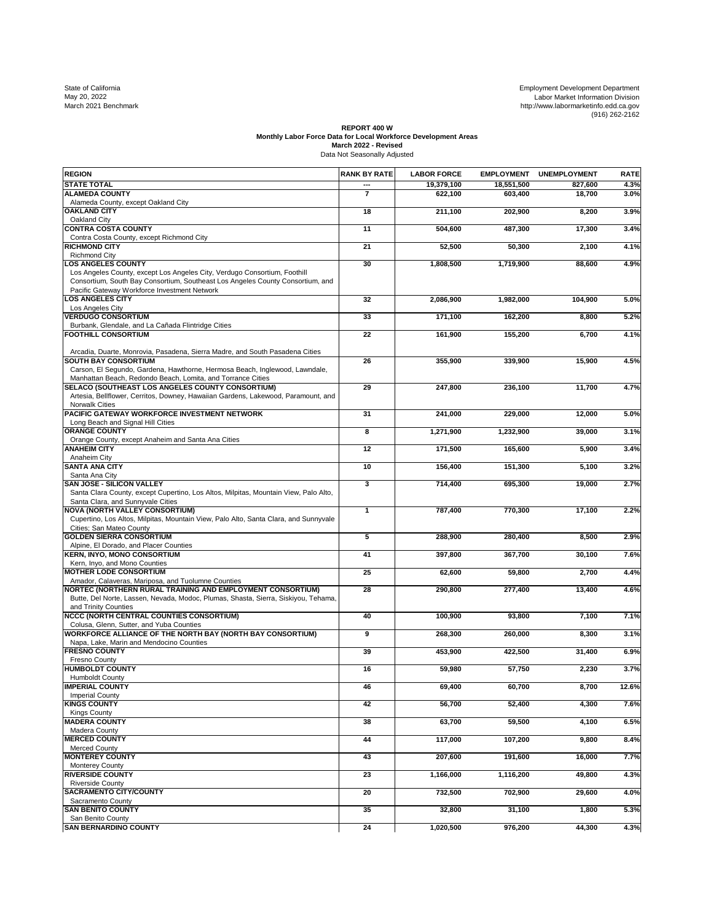State of California
May 20, 2022
March 2021 Benchmark

Employment Development Department
Labor Market Information Division
http://www.labormarketinfo.edd.ca.gov
(916) 262-2162

**REPORT 400 W**
**Monthly Labor Force Data for Local Workforce Development Areas**
**March 2022 - Revised**
Data Not Seasonally Adjusted

| REGION | RANK BY RATE | LABOR FORCE | EMPLOYMENT | UNEMPLOYMENT | RATE |
|---|---|---|---|---|---|
| **STATE TOTAL** | --- | 19,379,100 | 18,551,500 | 827,600 | 4.3% |
| **ALAMEDA COUNTY**<br>Alameda County, except Oakland City | 7 | 622,100 | 603,400 | 18,700 | 3.0% |
| **OAKLAND CITY**<br>Oakland City | 18 | 211,100 | 202,900 | 8,200 | 3.9% |
| **CONTRA COSTA COUNTY**<br>Contra Costa County, except Richmond City | 11 | 504,600 | 487,300 | 17,300 | 3.4% |
| **RICHMOND CITY**<br>Richmond City | 21 | 52,500 | 50,300 | 2,100 | 4.1% |
| **LOS ANGELES COUNTY**<br>Los Angeles County, except Los Angeles City, Verdugo Consortium, Foothill Consortium, South Bay Consortium, Southeast Los Angeles County Consortium, and Pacific Gateway Workforce Investment Network | 30 | 1,808,500 | 1,719,900 | 88,600 | 4.9% |
| **LOS ANGELES CITY**<br>Los Angeles City | 32 | 2,086,900 | 1,982,000 | 104,900 | 5.0% |
| **VERDUGO CONSORTIUM**<br>Burbank, Glendale, and La Cañada Flintridge Cities | 33 | 171,100 | 162,200 | 8,800 | 5.2% |
| **FOOTHILL CONSORTIUM**<br>Arcadia, Duarte, Monrovia, Pasadena, Sierra Madre, and South Pasadena Cities | 22 | 161,900 | 155,200 | 6,700 | 4.1% |
| **SOUTH BAY CONSORTIUM**<br>Carson, El Segundo, Gardena, Hawthorne, Hermosa Beach, Inglewood, Lawndale, Manhattan Beach, Redondo Beach, Lomita, and Torrance Cities | 26 | 355,900 | 339,900 | 15,900 | 4.5% |
| **SELACO (SOUTHEAST LOS ANGELES COUNTY CONSORTIUM)**<br>Artesia, Bellflower, Cerritos, Downey, Hawaiian Gardens, Lakewood, Paramount, and Norwalk Cities | 29 | 247,800 | 236,100 | 11,700 | 4.7% |
| **PACIFIC GATEWAY WORKFORCE INVESTMENT NETWORK**<br>Long Beach and Signal Hill Cities | 31 | 241,000 | 229,000 | 12,000 | 5.0% |
| **ORANGE COUNTY**<br>Orange County, except Anaheim and Santa Ana Cities | 8 | 1,271,900 | 1,232,900 | 39,000 | 3.1% |
| **ANAHEIM CITY**<br>Anaheim City | 12 | 171,500 | 165,600 | 5,900 | 3.4% |
| **SANTA ANA CITY**<br>Santa Ana City | 10 | 156,400 | 151,300 | 5,100 | 3.2% |
| **SAN JOSE - SILICON VALLEY**<br>Santa Clara County, except Cupertino, Los Altos, Milpitas, Mountain View, Palo Alto, Santa Clara, and Sunnyvale Cities | 3 | 714,400 | 695,300 | 19,000 | 2.7% |
| **NOVA (NORTH VALLEY CONSORTIUM)**<br>Cupertino, Los Altos, Milpitas, Mountain View, Palo Alto, Santa Clara, and Sunnyvale Cities; San Mateo County | 1 | 787,400 | 770,300 | 17,100 | 2.2% |
| **GOLDEN SIERRA CONSORTIUM**<br>Alpine, El Dorado, and Placer Counties | 5 | 288,900 | 280,400 | 8,500 | 2.9% |
| **KERN, INYO, MONO CONSORTIUM**<br>Kern, Inyo, and Mono Counties | 41 | 397,800 | 367,700 | 30,100 | 7.6% |
| **MOTHER LODE CONSORTIUM**<br>Amador, Calaveras, Mariposa, and Tuolumne Counties | 25 | 62,600 | 59,800 | 2,700 | 4.4% |
| **NORTEC (NORTHERN RURAL TRAINING AND EMPLOYMENT CONSORTIUM)**<br>Butte, Del Norte, Lassen, Nevada, Modoc, Plumas, Shasta, Sierra, Siskiyou, Tehama, and Trinity Counties | 28 | 290,800 | 277,400 | 13,400 | 4.6% |
| **NCCC (NORTH CENTRAL COUNTIES CONSORTIUM)**<br>Colusa, Glenn, Sutter, and Yuba Counties | 40 | 100,900 | 93,800 | 7,100 | 7.1% |
| **WORKFORCE ALLIANCE OF THE NORTH BAY (NORTH BAY CONSORTIUM)**<br>Napa, Lake, Marin and Mendocino Counties | 9 | 268,300 | 260,000 | 8,300 | 3.1% |
| **FRESNO COUNTY**<br>Fresno County | 39 | 453,900 | 422,500 | 31,400 | 6.9% |
| **HUMBOLDT COUNTY**<br>Humboldt County | 16 | 59,980 | 57,750 | 2,230 | 3.7% |
| **IMPERIAL COUNTY**<br>Imperial County | 46 | 69,400 | 60,700 | 8,700 | 12.6% |
| **KINGS COUNTY**<br>Kings County | 42 | 56,700 | 52,400 | 4,300 | 7.6% |
| **MADERA COUNTY**<br>Madera County | 38 | 63,700 | 59,500 | 4,100 | 6.5% |
| **MERCED COUNTY**<br>Merced County | 44 | 117,000 | 107,200 | 9,800 | 8.4% |
| **MONTEREY COUNTY**<br>Monterey County | 43 | 207,600 | 191,600 | 16,000 | 7.7% |
| **RIVERSIDE COUNTY**<br>Riverside County | 23 | 1,166,000 | 1,116,200 | 49,800 | 4.3% |
| **SACRAMENTO CITY/COUNTY**<br>Sacramento County | 20 | 732,500 | 702,900 | 29,600 | 4.0% |
| **SAN BENITO COUNTY**<br>San Benito County | 35 | 32,800 | 31,100 | 1,800 | 5.3% |
| **SAN BERNARDINO COUNTY** | 24 | 1,020,500 | 976,200 | 44,300 | 4.3% |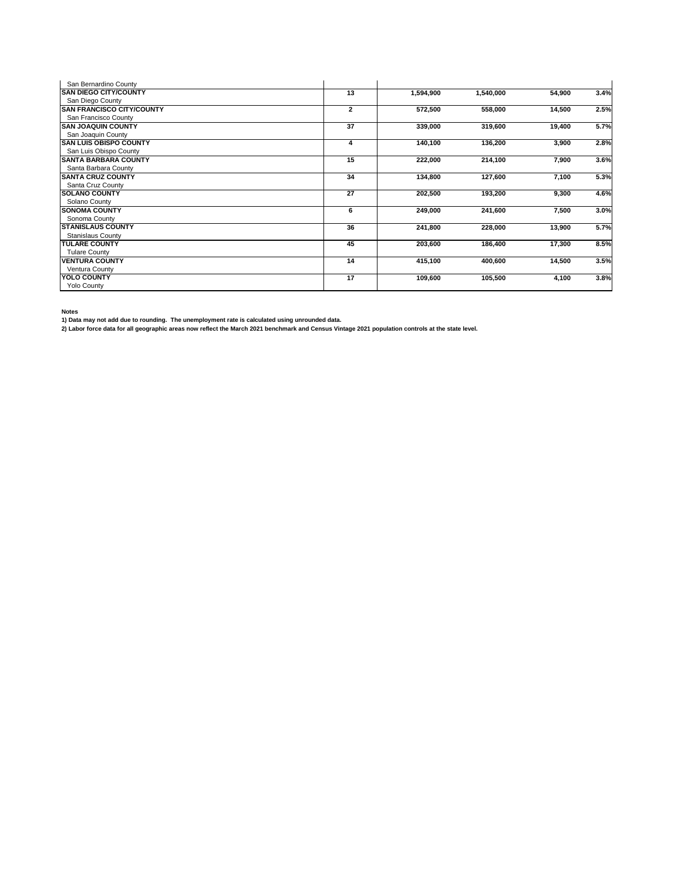| | | | | | |
|---|---|---|---|---|---|
| San Bernardino County | | | | | |
| **SAN DIEGO CITY/COUNTY** | **13** | **1,594,900** | **1,540,000** | **54,900** | **3.4%** |
| San Diego County | | | | | |
| **SAN FRANCISCO CITY/COUNTY** | **2** | **572,500** | **558,000** | **14,500** | **2.5%** |
| San Francisco County | | | | | |
| **SAN JOAQUIN COUNTY** | **37** | **339,000** | **319,600** | **19,400** | **5.7%** |
| San Joaquin County | | | | | |
| **SAN LUIS OBISPO COUNTY** | **4** | **140,100** | **136,200** | **3,900** | **2.8%** |
| San Luis Obispo County | | | | | |
| **SANTA BARBARA COUNTY** | **15** | **222,000** | **214,100** | **7,900** | **3.6%** |
| Santa Barbara County | | | | | |
| **SANTA CRUZ COUNTY** | **34** | **134,800** | **127,600** | **7,100** | **5.3%** |
| Santa Cruz County | | | | | |
| **SOLANO COUNTY** | **27** | **202,500** | **193,200** | **9,300** | **4.6%** |
| Solano County | | | | | |
| **SONOMA COUNTY** | **6** | **249,000** | **241,600** | **7,500** | **3.0%** |
| Sonoma County | | | | | |
| **STANISLAUS COUNTY** | **36** | **241,800** | **228,000** | **13,900** | **5.7%** |
| Stanislaus County | | | | | |
| **TULARE COUNTY** | **45** | **203,600** | **186,400** | **17,300** | **8.5%** |
| Tulare County | | | | | |
| **VENTURA COUNTY** | **14** | **415,100** | **400,600** | **14,500** | **3.5%** |
| Ventura County | | | | | |
| **YOLO COUNTY** | **17** | **109,600** | **105,500** | **4,100** | **3.8%** |
| Yolo County | | | | | |

**Notes**

**1) Data may not add due to rounding. The unemployment rate is calculated using unrounded data.**

**2) Labor force data for all geographic areas now reflect the March 2021 benchmark and Census Vintage 2021 population controls at the state level.**